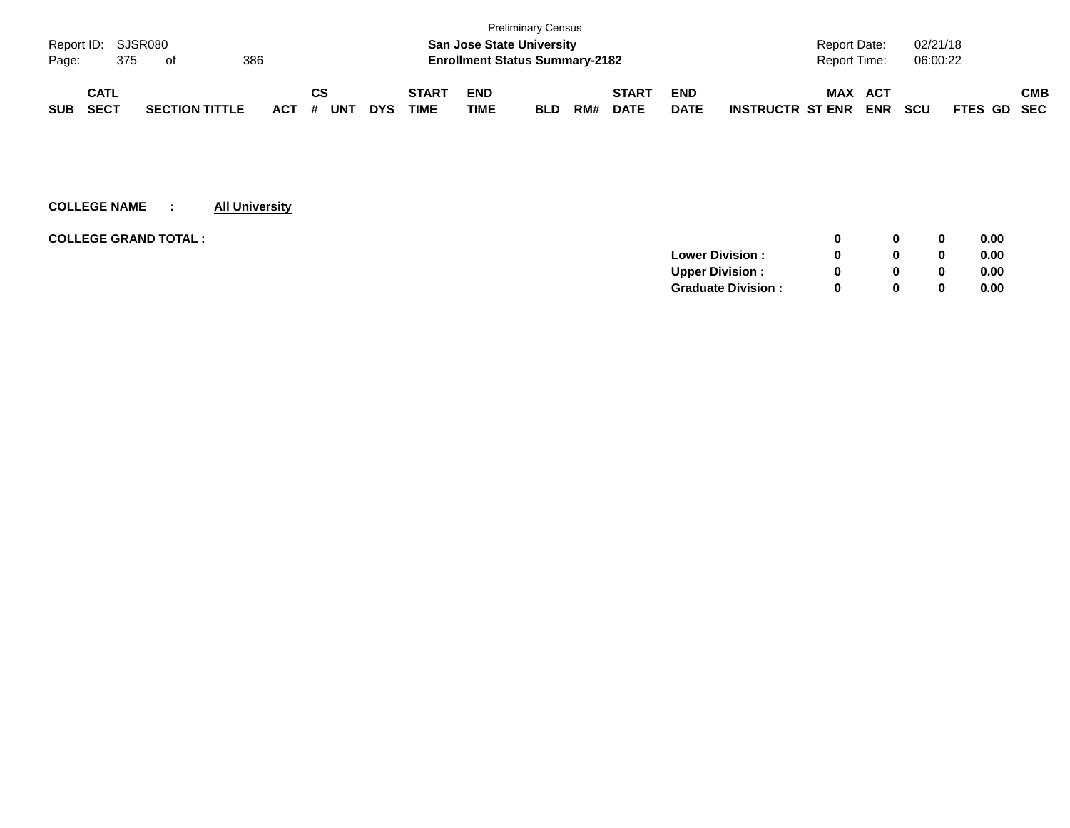Preliminary Census

**San Jose State University**

**Enrollment Status Summary-2182**

| SUB | CATL SECT | SECTION TITTLE | ACT | CS # | UNT | DYS | START TIME | END TIME | BLD | RM# | START DATE | END DATE | INSTRUCTR | MAX ST ENR | ACT ENR | SCU | FTES | GD | CMB SEC |
|---|---|---|---|---|---|---|---|---|---|---|---|---|---|---|---|---|---|---|---|

**COLLEGE NAME : All University**

| | | | | |
|---|---|---|---|---|
| **COLLEGE GRAND TOTAL :** | **0** | **0** | **0** | **0.00** |
| **Lower Division :** | **0** | **0** | **0** | **0.00** |
| **Upper Division :** | **0** | **0** | **0** | **0.00** |
| **Graduate Division :** | **0** | **0** | **0** | **0.00** |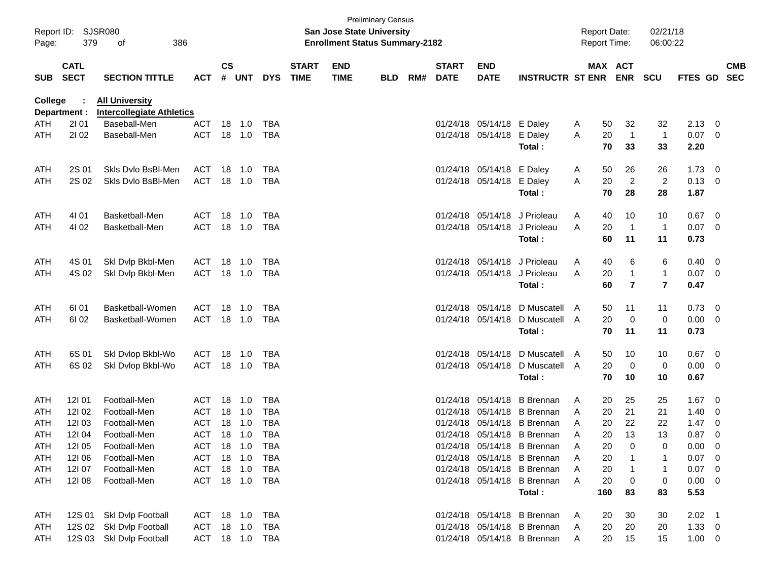Preliminary Census
**San Jose State University**
**Enrollment Status Summary-2182**

Report ID: SJSR080
Report Date: 02/21/18
Report Time: 06:00:22

**College : All University**
**Department : Intercollegiate Athletics**

| SUB | CATL SECT | SECTION TITTLE | ACT | CS # | UNT | DYS | START TIME | END TIME | BLD | RM# | START DATE | END DATE | INSTRUCTR | ST | MAX ENR | ACT ENR | SCU | FTES | GD | CMB SEC |
|---|---|---|---|---|---|---|---|---|---|---|---|---|---|---|---|---|---|---|---|---|
| ATH | 2I 01 | Baseball-Men | ACT | 18 | 1.0 | TBA | | | | | 01/24/18 | 05/14/18 | E Daley | A | 50 | 32 | 32 | 2.13 | 0 | |
| ATH | 2I 02 | Baseball-Men | ACT | 18 | 1.0 | TBA | | | | | 01/24/18 | 05/14/18 | E Daley | A | 20 | 1 | 1 | 0.07 | 0 | |
| | | | | | | | | | | | | | **Total :** | | **70** | **33** | **33** | **2.20** | | |
| ATH | 2S 01 | Skls Dvlo BsBl-Men | ACT | 18 | 1.0 | TBA | | | | | 01/24/18 | 05/14/18 | E Daley | A | 50 | 26 | 26 | 1.73 | 0 | |
| ATH | 2S 02 | Skls Dvlo BsBl-Men | ACT | 18 | 1.0 | TBA | | | | | 01/24/18 | 05/14/18 | E Daley | A | 20 | 2 | 2 | 0.13 | 0 | |
| | | | | | | | | | | | | | **Total :** | | **70** | **28** | **28** | **1.87** | | |
| ATH | 4I 01 | Basketball-Men | ACT | 18 | 1.0 | TBA | | | | | 01/24/18 | 05/14/18 | J Prioleau | A | 40 | 10 | 10 | 0.67 | 0 | |
| ATH | 4I 02 | Basketball-Men | ACT | 18 | 1.0 | TBA | | | | | 01/24/18 | 05/14/18 | J Prioleau | A | 20 | 1 | 1 | 0.07 | 0 | |
| | | | | | | | | | | | | | **Total :** | | **60** | **11** | **11** | **0.73** | | |
| ATH | 4S 01 | Skl Dvlp Bkbl-Men | ACT | 18 | 1.0 | TBA | | | | | 01/24/18 | 05/14/18 | J Prioleau | A | 40 | 6 | 6 | 0.40 | 0 | |
| ATH | 4S 02 | Skl Dvlp Bkbl-Men | ACT | 18 | 1.0 | TBA | | | | | 01/24/18 | 05/14/18 | J Prioleau | A | 20 | 1 | 1 | 0.07 | 0 | |
| | | | | | | | | | | | | | **Total :** | | **60** | **7** | **7** | **0.47** | | |
| ATH | 6I 01 | Basketball-Women | ACT | 18 | 1.0 | TBA | | | | | 01/24/18 | 05/14/18 | D Muscatell | A | 50 | 11 | 11 | 0.73 | 0 | |
| ATH | 6I 02 | Basketball-Women | ACT | 18 | 1.0 | TBA | | | | | 01/24/18 | 05/14/18 | D Muscatell | A | 20 | 0 | 0 | 0.00 | 0 | |
| | | | | | | | | | | | | | **Total :** | | **70** | **11** | **11** | **0.73** | | |
| ATH | 6S 01 | Skl Dvlop Bkbl-Wo | ACT | 18 | 1.0 | TBA | | | | | 01/24/18 | 05/14/18 | D Muscatell | A | 50 | 10 | 10 | 0.67 | 0 | |
| ATH | 6S 02 | Skl Dvlop Bkbl-Wo | ACT | 18 | 1.0 | TBA | | | | | 01/24/18 | 05/14/18 | D Muscatell | A | 20 | 0 | 0 | 0.00 | 0 | |
| | | | | | | | | | | | | | **Total :** | | **70** | **10** | **10** | **0.67** | | |
| ATH | 12I 01 | Football-Men | ACT | 18 | 1.0 | TBA | | | | | 01/24/18 | 05/14/18 | B Brennan | A | 20 | 25 | 25 | 1.67 | 0 | |
| ATH | 12I 02 | Football-Men | ACT | 18 | 1.0 | TBA | | | | | 01/24/18 | 05/14/18 | B Brennan | A | 20 | 21 | 21 | 1.40 | 0 | |
| ATH | 12I 03 | Football-Men | ACT | 18 | 1.0 | TBA | | | | | 01/24/18 | 05/14/18 | B Brennan | A | 20 | 22 | 22 | 1.47 | 0 | |
| ATH | 12I 04 | Football-Men | ACT | 18 | 1.0 | TBA | | | | | 01/24/18 | 05/14/18 | B Brennan | A | 20 | 13 | 13 | 0.87 | 0 | |
| ATH | 12I 05 | Football-Men | ACT | 18 | 1.0 | TBA | | | | | 01/24/18 | 05/14/18 | B Brennan | A | 20 | 0 | 0 | 0.00 | 0 | |
| ATH | 12I 06 | Football-Men | ACT | 18 | 1.0 | TBA | | | | | 01/24/18 | 05/14/18 | B Brennan | A | 20 | 1 | 1 | 0.07 | 0 | |
| ATH | 12I 07 | Football-Men | ACT | 18 | 1.0 | TBA | | | | | 01/24/18 | 05/14/18 | B Brennan | A | 20 | 1 | 1 | 0.07 | 0 | |
| ATH | 12I 08 | Football-Men | ACT | 18 | 1.0 | TBA | | | | | 01/24/18 | 05/14/18 | B Brennan | A | 20 | 0 | 0 | 0.00 | 0 | |
| | | | | | | | | | | | | | **Total :** | | **160** | **83** | **83** | **5.53** | | |
| ATH | 12S 01 | Skl Dvlp Football | ACT | 18 | 1.0 | TBA | | | | | 01/24/18 | 05/14/18 | B Brennan | A | 20 | 30 | 30 | 2.02 | 1 | |
| ATH | 12S 02 | Skl Dvlp Football | ACT | 18 | 1.0 | TBA | | | | | 01/24/18 | 05/14/18 | B Brennan | A | 20 | 20 | 20 | 1.33 | 0 | |
| ATH | 12S 03 | Skl Dvlp Football | ACT | 18 | 1.0 | TBA | | | | | 01/24/18 | 05/14/18 | B Brennan | A | 20 | 15 | 15 | 1.00 | 0 | |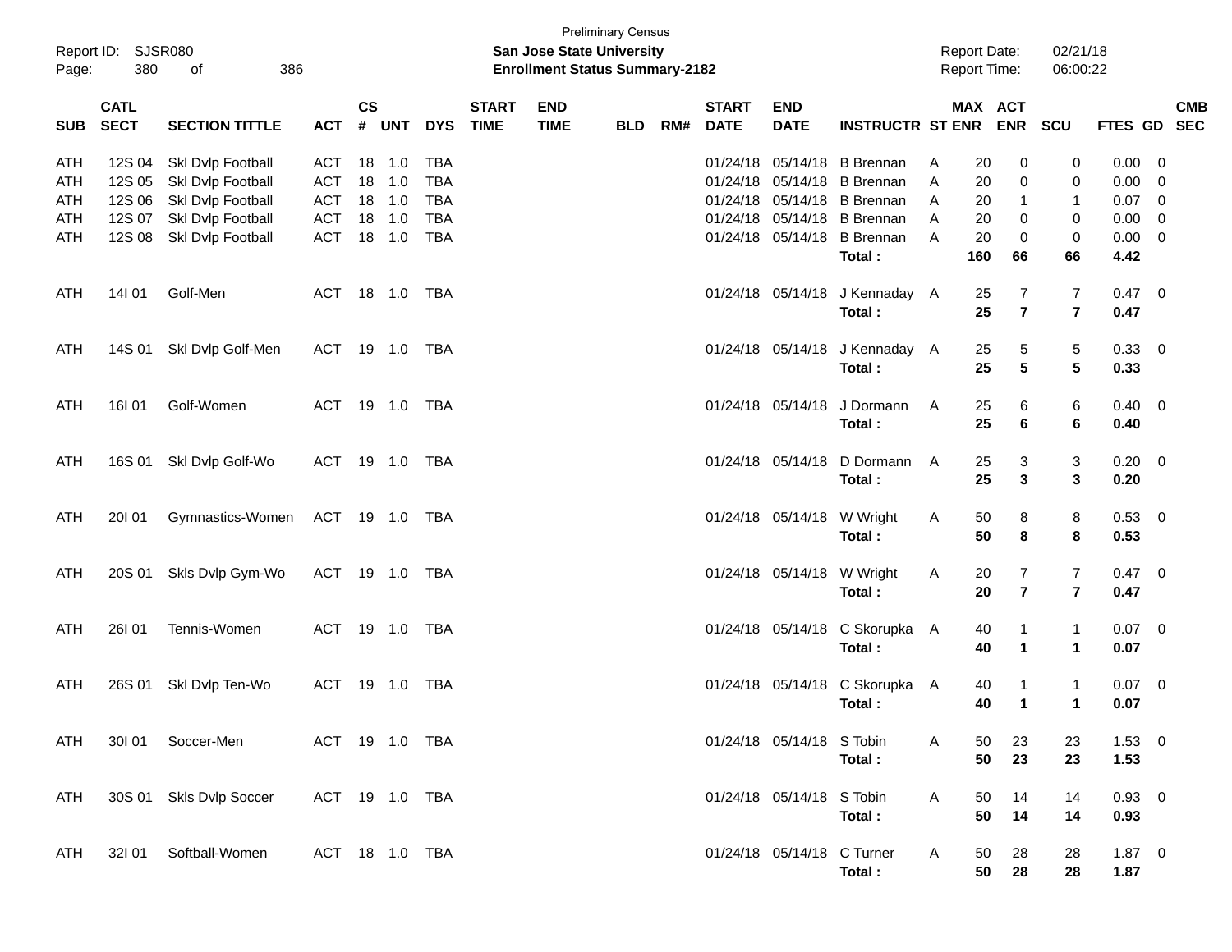Preliminary Census

Report ID: SJSR080

**San Jose State University**

**Enrollment Status Summary-2182**

Report Date: 02/21/18

Report Time: 06:00:22

| SUB | CATL SECT | SECTION TITTLE | ACT | CS # | UNT | DYS | START TIME | END TIME | BLD | RM# | START DATE | END DATE | INSTRUCTR | ST | MAX ENR | ACT ENR | SCU | FTES | GD | CMB SEC |
|---|---|---|---|---|---|---|---|---|---|---|---|---|---|---|---|---|---|---|---|---|
| ATH | 12S 04 | Skl Dvlp Football | ACT | 18 | 1.0 | TBA | | | | | 01/24/18 | 05/14/18 | B Brennan | A | 20 | 0 | 0 | 0.00 | 0 | |
| ATH | 12S 05 | Skl Dvlp Football | ACT | 18 | 1.0 | TBA | | | | | 01/24/18 | 05/14/18 | B Brennan | A | 20 | 0 | 0 | 0.00 | 0 | |
| ATH | 12S 06 | Skl Dvlp Football | ACT | 18 | 1.0 | TBA | | | | | 01/24/18 | 05/14/18 | B Brennan | A | 20 | 1 | 1 | 0.07 | 0 | |
| ATH | 12S 07 | Skl Dvlp Football | ACT | 18 | 1.0 | TBA | | | | | 01/24/18 | 05/14/18 | B Brennan | A | 20 | 0 | 0 | 0.00 | 0 | |
| ATH | 12S 08 | Skl Dvlp Football | ACT | 18 | 1.0 | TBA | | | | | 01/24/18 | 05/14/18 | B Brennan | A | 20 | 0 | 0 | 0.00 | 0 | |
| | | | | | | | | | | | | | **Total :** | | **160** | **66** | **66** | **4.42** | | |
| ATH | 14I 01 | Golf-Men | ACT | 18 | 1.0 | TBA | | | | | 01/24/18 | 05/14/18 | J Kennaday | A | 25 | 7 | 7 | 0.47 | 0 | |
| | | | | | | | | | | | | | **Total :** | | **25** | **7** | **7** | **0.47** | | |
| ATH | 14S 01 | Skl Dvlp Golf-Men | ACT | 19 | 1.0 | TBA | | | | | 01/24/18 | 05/14/18 | J Kennaday | A | 25 | 5 | 5 | 0.33 | 0 | |
| | | | | | | | | | | | | | **Total :** | | **25** | **5** | **5** | **0.33** | | |
| ATH | 16I 01 | Golf-Women | ACT | 19 | 1.0 | TBA | | | | | 01/24/18 | 05/14/18 | J Dormann | A | 25 | 6 | 6 | 0.40 | 0 | |
| | | | | | | | | | | | | | **Total :** | | **25** | **6** | **6** | **0.40** | | |
| ATH | 16S 01 | Skl Dvlp Golf-Wo | ACT | 19 | 1.0 | TBA | | | | | 01/24/18 | 05/14/18 | D Dormann | A | 25 | 3 | 3 | 0.20 | 0 | |
| | | | | | | | | | | | | | **Total :** | | **25** | **3** | **3** | **0.20** | | |
| ATH | 20I 01 | Gymnastics-Women | ACT | 19 | 1.0 | TBA | | | | | 01/24/18 | 05/14/18 | W Wright | A | 50 | 8 | 8 | 0.53 | 0 | |
| | | | | | | | | | | | | | **Total :** | | **50** | **8** | **8** | **0.53** | | |
| ATH | 20S 01 | Skls Dvlp Gym-Wo | ACT | 19 | 1.0 | TBA | | | | | 01/24/18 | 05/14/18 | W Wright | A | 20 | 7 | 7 | 0.47 | 0 | |
| | | | | | | | | | | | | | **Total :** | | **20** | **7** | **7** | **0.47** | | |
| ATH | 26I 01 | Tennis-Women | ACT | 19 | 1.0 | TBA | | | | | 01/24/18 | 05/14/18 | C Skorupka | A | 40 | 1 | 1 | 0.07 | 0 | |
| | | | | | | | | | | | | | **Total :** | | **40** | **1** | **1** | **0.07** | | |
| ATH | 26S 01 | Skl Dvlp Ten-Wo | ACT | 19 | 1.0 | TBA | | | | | 01/24/18 | 05/14/18 | C Skorupka | A | 40 | 1 | 1 | 0.07 | 0 | |
| | | | | | | | | | | | | | **Total :** | | **40** | **1** | **1** | **0.07** | | |
| ATH | 30I 01 | Soccer-Men | ACT | 19 | 1.0 | TBA | | | | | 01/24/18 | 05/14/18 | S Tobin | A | 50 | 23 | 23 | 1.53 | 0 | |
| | | | | | | | | | | | | | **Total :** | | **50** | **23** | **23** | **1.53** | | |
| ATH | 30S 01 | Skls Dvlp Soccer | ACT | 19 | 1.0 | TBA | | | | | 01/24/18 | 05/14/18 | S Tobin | A | 50 | 14 | 14 | 0.93 | 0 | |
| | | | | | | | | | | | | | **Total :** | | **50** | **14** | **14** | **0.93** | | |
| ATH | 32I 01 | Softball-Women | ACT | 18 | 1.0 | TBA | | | | | 01/24/18 | 05/14/18 | C Turner | A | 50 | 28 | 28 | 1.87 | 0 | |
| | | | | | | | | | | | | | **Total :** | | **50** | **28** | **28** | **1.87** | | |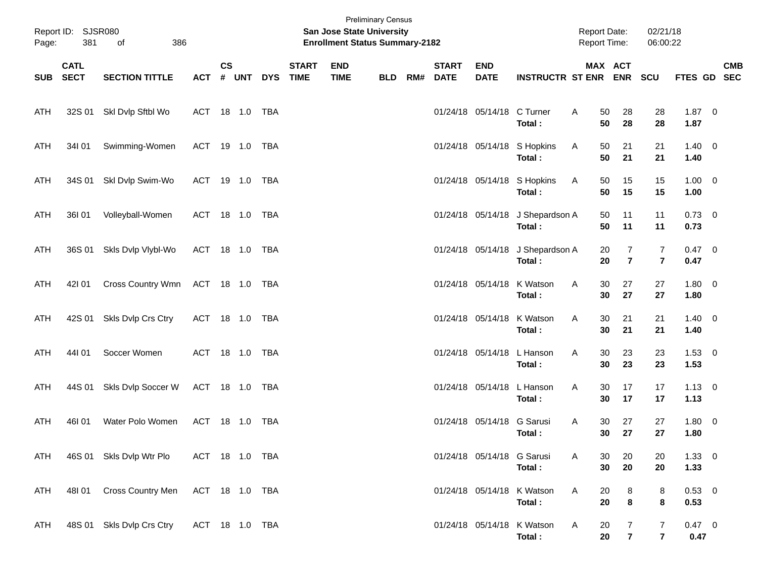Preliminary Census
**San Jose State University**
**Enrollment Status Summary-2182**

Report ID: SJSR080
Report Date: 02/21/18
Report Time: 06:00:22

| SUB | CATL SECT | SECTION TITTLE | ACT | CS # | UNT | DYS | START TIME | END TIME | BLD | RM# | START DATE | END DATE | INSTRUCTR | ST | MAX ENR | ACT ENR | SCU | FTES | GD | CMB SEC |
|---|---|---|---|---|---|---|---|---|---|---|---|---|---|---|---|---|---|---|---|---|
| ATH | 32S 01 | Skl Dvlp Sftbl Wo | ACT | 18 | 1.0 | TBA | | | | | 01/24/18 | 05/14/18 | C Turner | A | 50 | 28 | 28 | 1.87 | 0 | |
| | | | | | | | | | | | | | **Total :** | | **50** | **28** | **28** | **1.87** | | |
| ATH | 34I 01 | Swimming-Women | ACT | 19 | 1.0 | TBA | | | | | 01/24/18 | 05/14/18 | S Hopkins | A | 50 | 21 | 21 | 1.40 | 0 | |
| | | | | | | | | | | | | | **Total :** | | **50** | **21** | **21** | **1.40** | | |
| ATH | 34S 01 | Skl Dvlp Swim-Wo | ACT | 19 | 1.0 | TBA | | | | | 01/24/18 | 05/14/18 | S Hopkins | A | 50 | 15 | 15 | 1.00 | 0 | |
| | | | | | | | | | | | | | **Total :** | | **50** | **15** | **15** | **1.00** | | |
| ATH | 36I 01 | Volleyball-Women | ACT | 18 | 1.0 | TBA | | | | | 01/24/18 | 05/14/18 | J Shepardson | A | 50 | 11 | 11 | 0.73 | 0 | |
| | | | | | | | | | | | | | **Total :** | | **50** | **11** | **11** | **0.73** | | |
| ATH | 36S 01 | Skls Dvlp Vlybl-Wo | ACT | 18 | 1.0 | TBA | | | | | 01/24/18 | 05/14/18 | J Shepardson | A | 20 | 7 | 7 | 0.47 | 0 | |
| | | | | | | | | | | | | | **Total :** | | **20** | **7** | **7** | **0.47** | | |
| ATH | 42I 01 | Cross Country Wmn | ACT | 18 | 1.0 | TBA | | | | | 01/24/18 | 05/14/18 | K Watson | A | 30 | 27 | 27 | 1.80 | 0 | |
| | | | | | | | | | | | | | **Total :** | | **30** | **27** | **27** | **1.80** | | |
| ATH | 42S 01 | Skls Dvlp Crs Ctry | ACT | 18 | 1.0 | TBA | | | | | 01/24/18 | 05/14/18 | K Watson | A | 30 | 21 | 21 | 1.40 | 0 | |
| | | | | | | | | | | | | | **Total :** | | **30** | **21** | **21** | **1.40** | | |
| ATH | 44I 01 | Soccer Women | ACT | 18 | 1.0 | TBA | | | | | 01/24/18 | 05/14/18 | L Hanson | A | 30 | 23 | 23 | 1.53 | 0 | |
| | | | | | | | | | | | | | **Total :** | | **30** | **23** | **23** | **1.53** | | |
| ATH | 44S 01 | Skls Dvlp Soccer W | ACT | 18 | 1.0 | TBA | | | | | 01/24/18 | 05/14/18 | L Hanson | A | 30 | 17 | 17 | 1.13 | 0 | |
| | | | | | | | | | | | | | **Total :** | | **30** | **17** | **17** | **1.13** | | |
| ATH | 46I 01 | Water Polo Women | ACT | 18 | 1.0 | TBA | | | | | 01/24/18 | 05/14/18 | G Sarusi | A | 30 | 27 | 27 | 1.80 | 0 | |
| | | | | | | | | | | | | | **Total :** | | **30** | **27** | **27** | **1.80** | | |
| ATH | 46S 01 | Skls Dvlp Wtr Plo | ACT | 18 | 1.0 | TBA | | | | | 01/24/18 | 05/14/18 | G Sarusi | A | 30 | 20 | 20 | 1.33 | 0 | |
| | | | | | | | | | | | | | **Total :** | | **30** | **20** | **20** | **1.33** | | |
| ATH | 48I 01 | Cross Country Men | ACT | 18 | 1.0 | TBA | | | | | 01/24/18 | 05/14/18 | K Watson | A | 20 | 8 | 8 | 0.53 | 0 | |
| | | | | | | | | | | | | | **Total :** | | **20** | **8** | **8** | **0.53** | | |
| ATH | 48S 01 | Skls Dvlp Crs Ctry | ACT | 18 | 1.0 | TBA | | | | | 01/24/18 | 05/14/18 | K Watson | A | 20 | 7 | 7 | 0.47 | 0 | |
| | | | | | | | | | | | | | **Total :** | | **20** | **7** | **7** | **0.47** | | |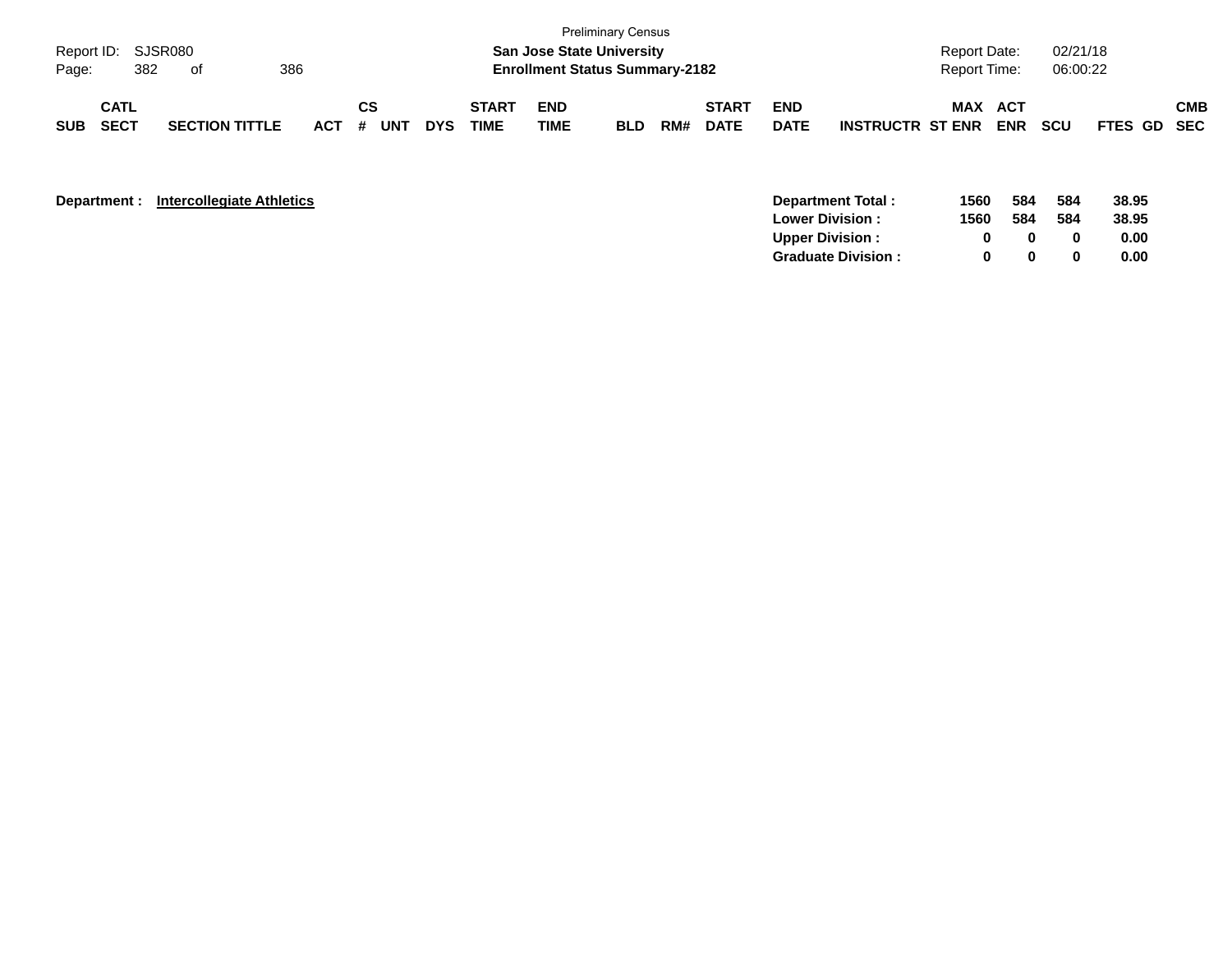Preliminary Census

**San Jose State University**

**Enrollment Status Summary-2182**

Report ID: SJSR080

Report Date: 02/21/18

Report Time: 06:00:22

| SUB | CATL SECT | SECTION TITTLE | ACT | CS # | UNT | DYS | START TIME | END TIME | BLD | RM# | START DATE | END DATE | INSTRUCTR | MAX ST ENR | ACT ENR | SCU | FTES | GD | CMB SEC |
|---|---|---|---|---|---|---|---|---|---|---|---|---|---|---|---|---|---|---|---|

**Department :** **Intercollegiate Athletics**

| | MAX ST ENR | ACT ENR | SCU | FTES |
|---|---|---|---|---|
| **Department Total :** | **1560** | **584** | **584** | **38.95** |
| **Lower Division :** | **1560** | **584** | **584** | **38.95** |
| **Upper Division :** | **0** | **0** | **0** | **0.00** |
| **Graduate Division :** | **0** | **0** | **0** | **0.00** |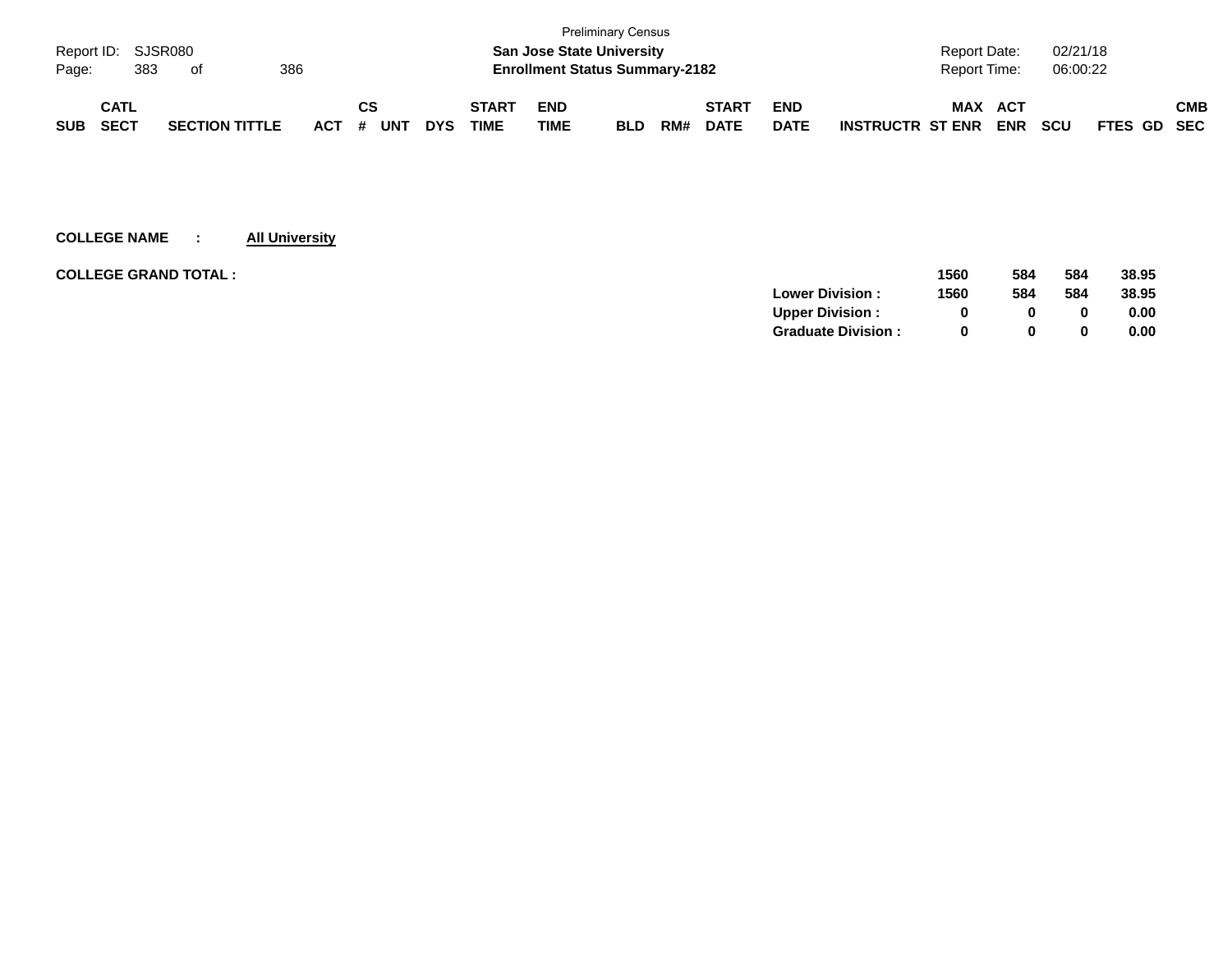Preliminary Census

**San Jose State University**

**Enrollment Status Summary-2182**

| SUB | CATL SECT | SECTION TITTLE | ACT | CS # | UNT | DYS | START TIME | END TIME | BLD | RM# | START DATE | END DATE | INSTRUCTR | MAX ST ENR | ACT ENR | SCU | FTES | GD | CMB SEC |
|---|---|---|---|---|---|---|---|---|---|---|---|---|---|---|---|---|---|---|---|

**COLLEGE NAME : <u>All University</u>**

| | | | | | |
|---|---|---|---|---|---|
| **COLLEGE GRAND TOTAL :** | | **1560** | **584** | **584** | **38.95** |
| | **Lower Division :** | **1560** | **584** | **584** | **38.95** |
| | **Upper Division :** | **0** | **0** | **0** | **0.00** |
| | **Graduate Division :** | **0** | **0** | **0** | **0.00** |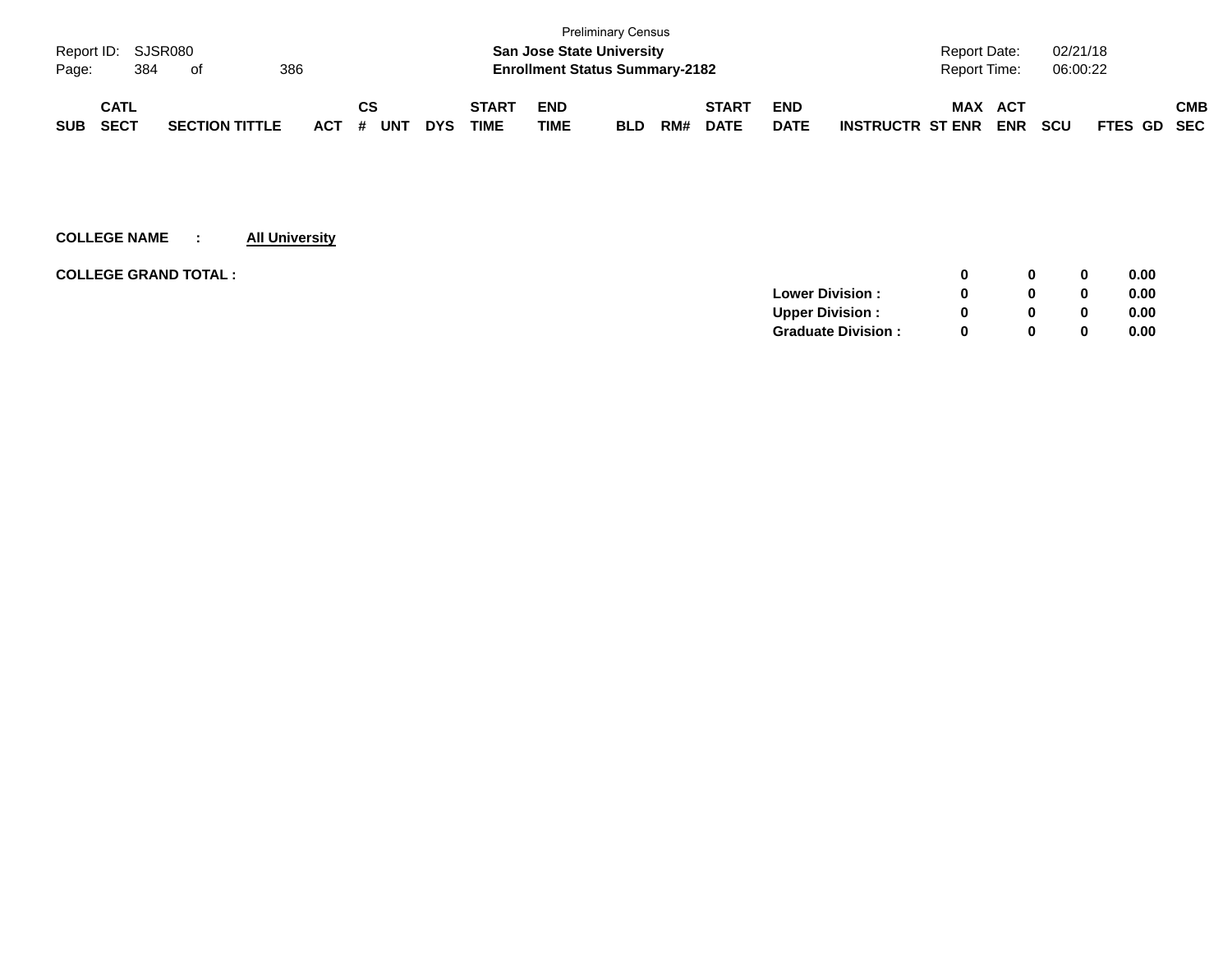| SUB | CATL SECT | SECTION TITTLE | ACT | CS # | UNT | DYS | START TIME | END TIME | BLD | RM# | START DATE | END DATE | INSTRUCTR | MAX ST ENR | ACT ENR | SCU | FTES | GD | CMB SEC |
|---|---|---|---|---|---|---|---|---|---|---|---|---|---|---|---|---|---|---|---|

**COLLEGE NAME : All University**

| | | | | |
|---|---|---|---|---|
| **COLLEGE GRAND TOTAL :** | **0** | **0** | **0** | **0.00** |
| **Lower Division :** | **0** | **0** | **0** | **0.00** |
| **Upper Division :** | **0** | **0** | **0** | **0.00** |
| **Graduate Division :** | **0** | **0** | **0** | **0.00** |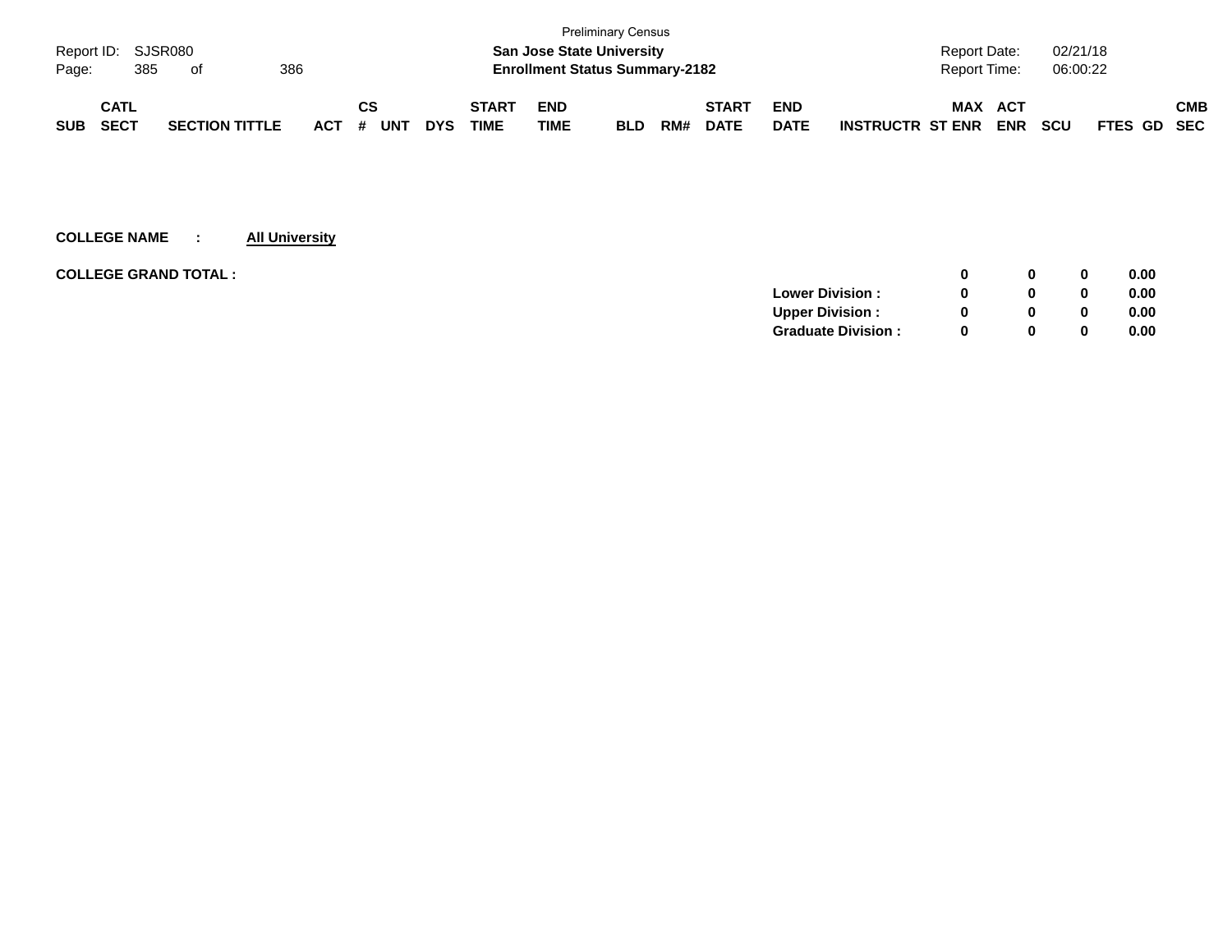| SUB | CATL SECT | SECTION TITTLE | ACT | CS # | UNT | DYS | START TIME | END TIME | BLD | RM# | START DATE | END DATE | INSTRUCTR | MAX ST ENR | ACT ENR | SCU | FTES | GD | CMB SEC |
|---|---|---|---|---|---|---|---|---|---|---|---|---|---|---|---|---|---|---|---|

**COLLEGE NAME : All University**

| | | | | |
|---|---|---|---|---|
| **COLLEGE GRAND TOTAL :** | **0** | **0** | **0** | **0.00** |
| **Lower Division :** | **0** | **0** | **0** | **0.00** |
| **Upper Division :** | **0** | **0** | **0** | **0.00** |
| **Graduate Division :** | **0** | **0** | **0** | **0.00** |